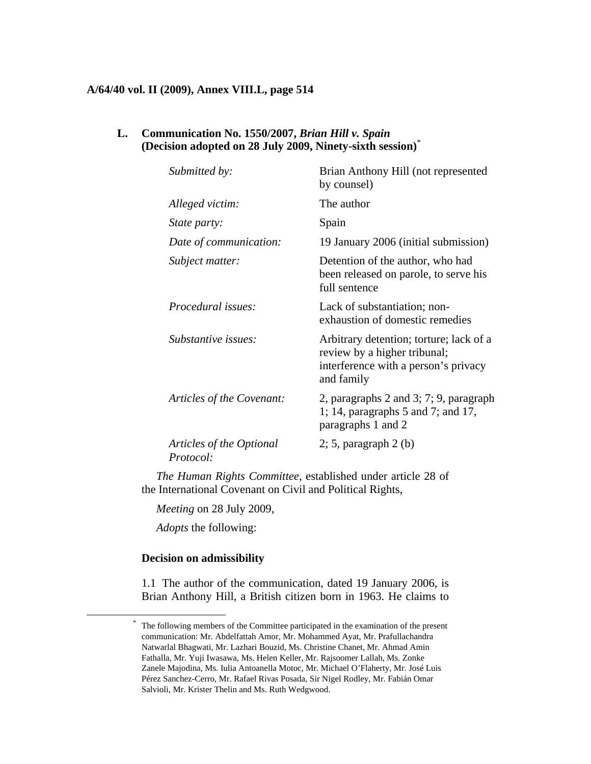**A/64/40 vol. II (2009), Annex VIII.L, page 514**

## L. Communication No. 1550/2007, *Brian Hill v. Spain* (Decision adopted on 28 July 2009, Ninety-sixth session)*

| | |
|---|---|
| *Submitted by:* | Brian Anthony Hill (not represented by counsel) |
| *Alleged victim:* | The author |
| *State party:* | Spain |
| *Date of communication:* | 19 January 2006 (initial submission) |
| *Subject matter:* | Detention of the author, who had been released on parole, to serve his full sentence |
| *Procedural issues:* | Lack of substantiation; non-exhaustion of domestic remedies |
| *Substantive issues:* | Arbitrary detention; torture; lack of a review by a higher tribunal; interference with a person's privacy and family |
| *Articles of the Covenant:* | 2, paragraphs 2 and 3; 7; 9, paragraph 1; 14, paragraphs 5 and 7; and 17, paragraphs 1 and 2 |
| *Articles of the Optional Protocol:* | 2; 5, paragraph 2 (b) |

*The Human Rights Committee*, established under article 28 of the International Covenant on Civil and Political Rights,

*Meeting* on 28 July 2009,

*Adopts* the following:

### Decision on admissibility

1.1 The author of the communication, dated 19 January 2006, is Brian Anthony Hill, a British citizen born in 1963. He claims to

---

* The following members of the Committee participated in the examination of the present communication: Mr. Abdelfattah Amor, Mr. Mohammed Ayat, Mr. Prafullachandra Natwarlal Bhagwati, Mr. Lazhari Bouzid, Ms. Christine Chanet, Mr. Ahmad Amin Fathalla, Mr. Yuji Iwasawa, Ms. Helen Keller, Mr. Rajsoomer Lallah, Ms. Zonke Zanele Majodina, Ms. Iulia Antoanella Motoc, Mr. Michael O'Flaherty, Mr. José Luis Pérez Sanchez-Cerro, Mr. Rafael Rivas Posada, Sir Nigel Rodley, Mr. Fabián Omar Salvioli, Mr. Krister Thelin and Ms. Ruth Wedgwood.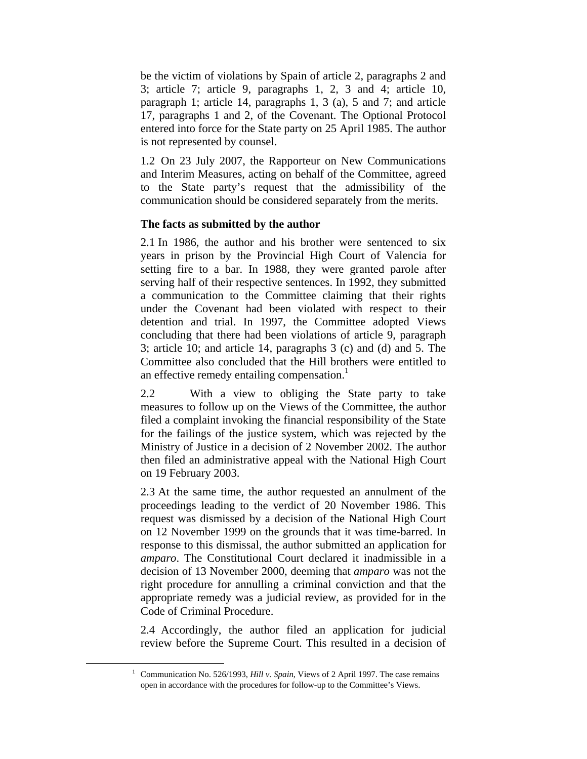be the victim of violations by Spain of article 2, paragraphs 2 and 3; article 7; article 9, paragraphs 1, 2, 3 and 4; article 10, paragraph 1; article 14, paragraphs 1, 3 (a), 5 and 7; and article 17, paragraphs 1 and 2, of the Covenant. The Optional Protocol entered into force for the State party on 25 April 1985. The author is not represented by counsel.

1.2 On 23 July 2007, the Rapporteur on New Communications and Interim Measures, acting on behalf of the Committee, agreed to the State party's request that the admissibility of the communication should be considered separately from the merits.

**The facts as submitted by the author**

2.1 In 1986, the author and his brother were sentenced to six years in prison by the Provincial High Court of Valencia for setting fire to a bar. In 1988, they were granted parole after serving half of their respective sentences. In 1992, they submitted a communication to the Committee claiming that their rights under the Covenant had been violated with respect to their detention and trial. In 1997, the Committee adopted Views concluding that there had been violations of article 9, paragraph 3; article 10; and article 14, paragraphs 3 (c) and (d) and 5. The Committee also concluded that the Hill brothers were entitled to an effective remedy entailing compensation.[1]

2.2 With a view to obliging the State party to take measures to follow up on the Views of the Committee, the author filed a complaint invoking the financial responsibility of the State for the failings of the justice system, which was rejected by the Ministry of Justice in a decision of 2 November 2002. The author then filed an administrative appeal with the National High Court on 19 February 2003.

2.3 At the same time, the author requested an annulment of the proceedings leading to the verdict of 20 November 1986. This request was dismissed by a decision of the National High Court on 12 November 1999 on the grounds that it was time-barred. In response to this dismissal, the author submitted an application for *amparo*. The Constitutional Court declared it inadmissible in a decision of 13 November 2000, deeming that *amparo* was not the right procedure for annulling a criminal conviction and that the appropriate remedy was a judicial review, as provided for in the Code of Criminal Procedure.

2.4 Accordingly, the author filed an application for judicial review before the Supreme Court. This resulted in a decision of

[1] Communication No. 526/1993, *Hill v. Spain*, Views of 2 April 1997. The case remains open in accordance with the procedures for follow-up to the Committee's Views.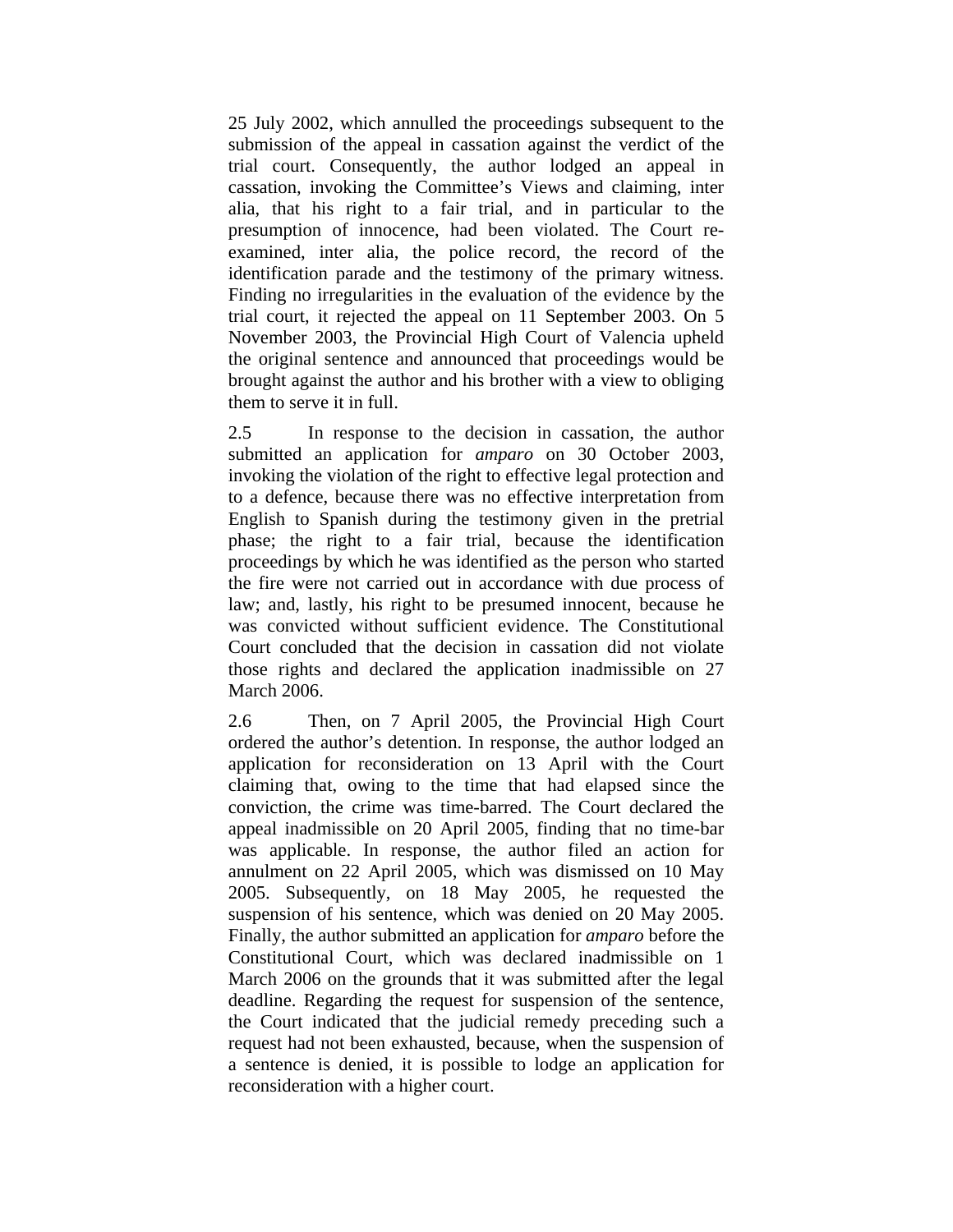25 July 2002, which annulled the proceedings subsequent to the submission of the appeal in cassation against the verdict of the trial court. Consequently, the author lodged an appeal in cassation, invoking the Committee's Views and claiming, inter alia, that his right to a fair trial, and in particular to the presumption of innocence, had been violated. The Court re-examined, inter alia, the police record, the record of the identification parade and the testimony of the primary witness. Finding no irregularities in the evaluation of the evidence by the trial court, it rejected the appeal on 11 September 2003. On 5 November 2003, the Provincial High Court of Valencia upheld the original sentence and announced that proceedings would be brought against the author and his brother with a view to obliging them to serve it in full.

2.5 In response to the decision in cassation, the author submitted an application for *amparo* on 30 October 2003, invoking the violation of the right to effective legal protection and to a defence, because there was no effective interpretation from English to Spanish during the testimony given in the pretrial phase; the right to a fair trial, because the identification proceedings by which he was identified as the person who started the fire were not carried out in accordance with due process of law; and, lastly, his right to be presumed innocent, because he was convicted without sufficient evidence. The Constitutional Court concluded that the decision in cassation did not violate those rights and declared the application inadmissible on 27 March 2006.

2.6 Then, on 7 April 2005, the Provincial High Court ordered the author's detention. In response, the author lodged an application for reconsideration on 13 April with the Court claiming that, owing to the time that had elapsed since the conviction, the crime was time-barred. The Court declared the appeal inadmissible on 20 April 2005, finding that no time-bar was applicable. In response, the author filed an action for annulment on 22 April 2005, which was dismissed on 10 May 2005. Subsequently, on 18 May 2005, he requested the suspension of his sentence, which was denied on 20 May 2005. Finally, the author submitted an application for *amparo* before the Constitutional Court, which was declared inadmissible on 1 March 2006 on the grounds that it was submitted after the legal deadline. Regarding the request for suspension of the sentence, the Court indicated that the judicial remedy preceding such a request had not been exhausted, because, when the suspension of a sentence is denied, it is possible to lodge an application for reconsideration with a higher court.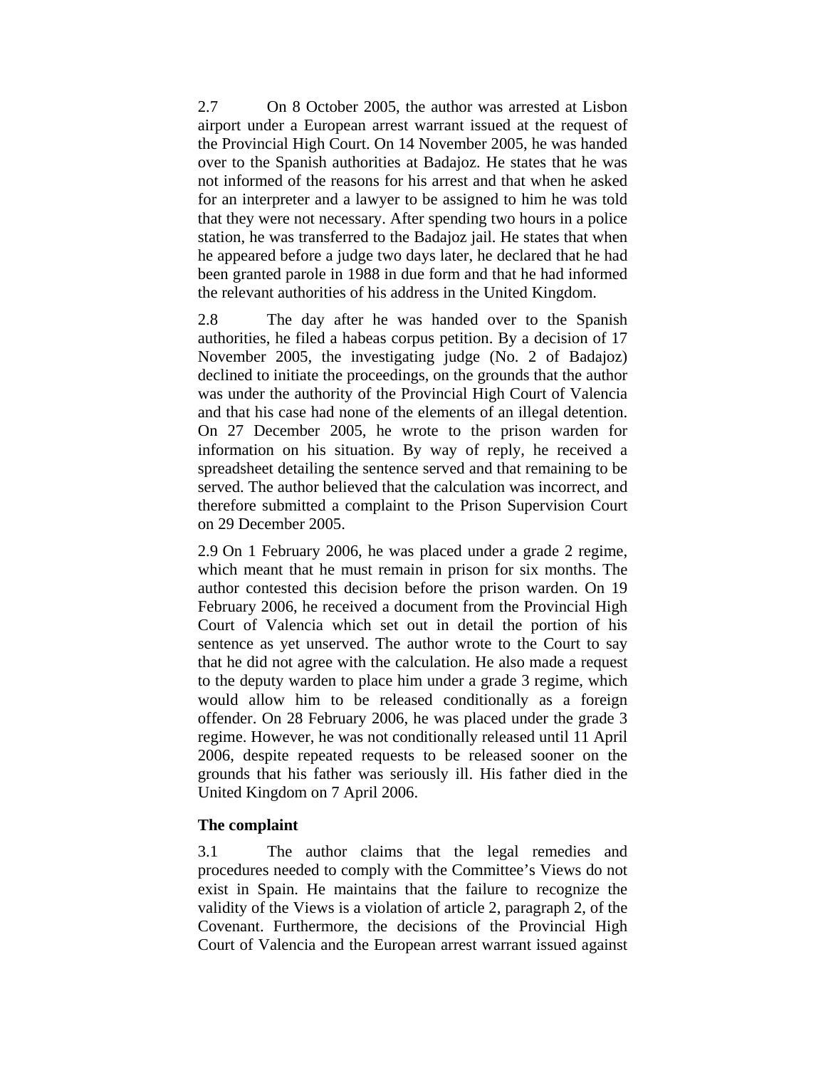2.7 On 8 October 2005, the author was arrested at Lisbon airport under a European arrest warrant issued at the request of the Provincial High Court. On 14 November 2005, he was handed over to the Spanish authorities at Badajoz. He states that he was not informed of the reasons for his arrest and that when he asked for an interpreter and a lawyer to be assigned to him he was told that they were not necessary. After spending two hours in a police station, he was transferred to the Badajoz jail. He states that when he appeared before a judge two days later, he declared that he had been granted parole in 1988 in due form and that he had informed the relevant authorities of his address in the United Kingdom.

2.8 The day after he was handed over to the Spanish authorities, he filed a habeas corpus petition. By a decision of 17 November 2005, the investigating judge (No. 2 of Badajoz) declined to initiate the proceedings, on the grounds that the author was under the authority of the Provincial High Court of Valencia and that his case had none of the elements of an illegal detention. On 27 December 2005, he wrote to the prison warden for information on his situation. By way of reply, he received a spreadsheet detailing the sentence served and that remaining to be served. The author believed that the calculation was incorrect, and therefore submitted a complaint to the Prison Supervision Court on 29 December 2005.

2.9 On 1 February 2006, he was placed under a grade 2 regime, which meant that he must remain in prison for six months. The author contested this decision before the prison warden. On 19 February 2006, he received a document from the Provincial High Court of Valencia which set out in detail the portion of his sentence as yet unserved. The author wrote to the Court to say that he did not agree with the calculation. He also made a request to the deputy warden to place him under a grade 3 regime, which would allow him to be released conditionally as a foreign offender. On 28 February 2006, he was placed under the grade 3 regime. However, he was not conditionally released until 11 April 2006, despite repeated requests to be released sooner on the grounds that his father was seriously ill. His father died in the United Kingdom on 7 April 2006.

**The complaint**

3.1 The author claims that the legal remedies and procedures needed to comply with the Committee's Views do not exist in Spain. He maintains that the failure to recognize the validity of the Views is a violation of article 2, paragraph 2, of the Covenant. Furthermore, the decisions of the Provincial High Court of Valencia and the European arrest warrant issued against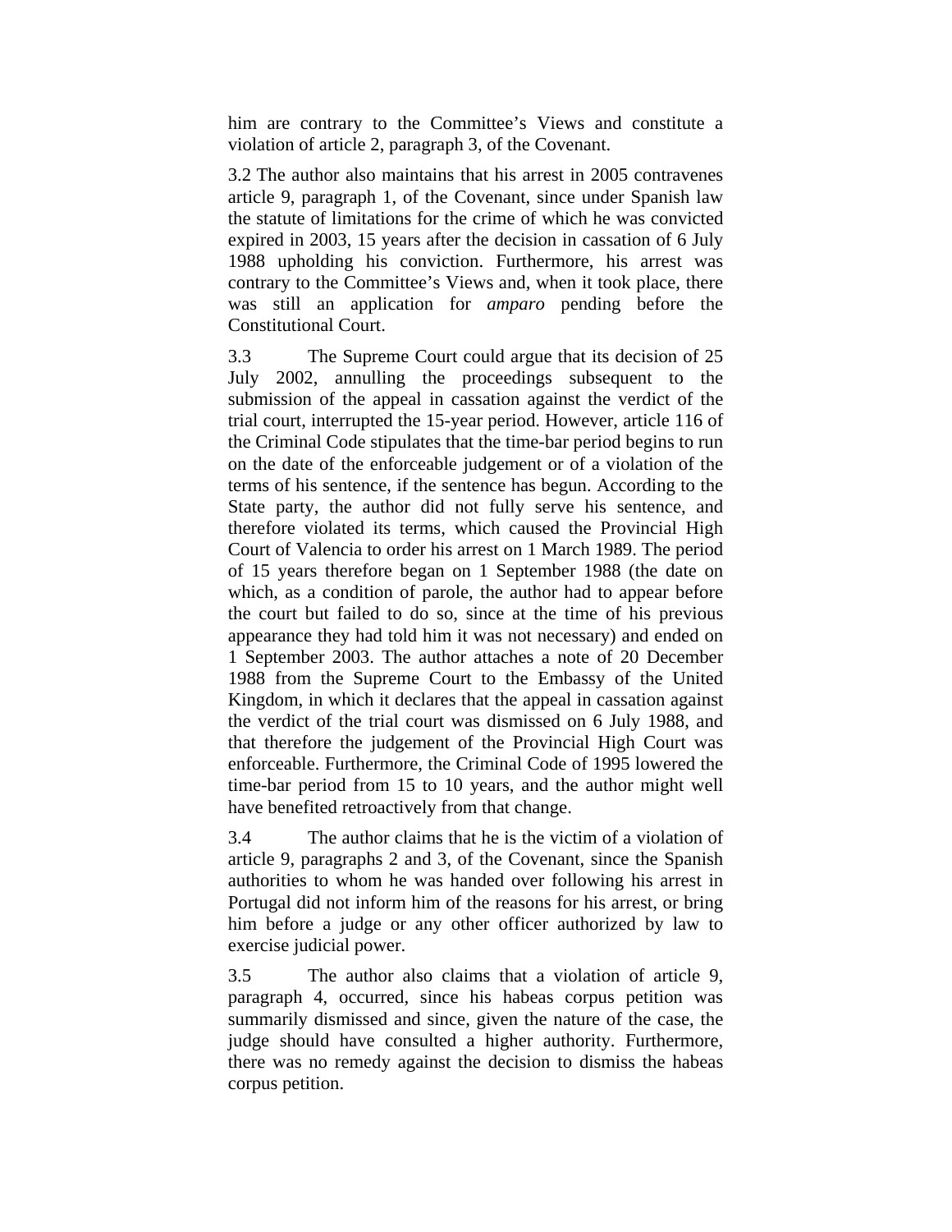him are contrary to the Committee's Views and constitute a violation of article 2, paragraph 3, of the Covenant.

3.2 The author also maintains that his arrest in 2005 contravenes article 9, paragraph 1, of the Covenant, since under Spanish law the statute of limitations for the crime of which he was convicted expired in 2003, 15 years after the decision in cassation of 6 July 1988 upholding his conviction. Furthermore, his arrest was contrary to the Committee's Views and, when it took place, there was still an application for *amparo* pending before the Constitutional Court.

3.3 The Supreme Court could argue that its decision of 25 July 2002, annulling the proceedings subsequent to the submission of the appeal in cassation against the verdict of the trial court, interrupted the 15-year period. However, article 116 of the Criminal Code stipulates that the time-bar period begins to run on the date of the enforceable judgement or of a violation of the terms of his sentence, if the sentence has begun. According to the State party, the author did not fully serve his sentence, and therefore violated its terms, which caused the Provincial High Court of Valencia to order his arrest on 1 March 1989. The period of 15 years therefore began on 1 September 1988 (the date on which, as a condition of parole, the author had to appear before the court but failed to do so, since at the time of his previous appearance they had told him it was not necessary) and ended on 1 September 2003. The author attaches a note of 20 December 1988 from the Supreme Court to the Embassy of the United Kingdom, in which it declares that the appeal in cassation against the verdict of the trial court was dismissed on 6 July 1988, and that therefore the judgement of the Provincial High Court was enforceable. Furthermore, the Criminal Code of 1995 lowered the time-bar period from 15 to 10 years, and the author might well have benefited retroactively from that change.

3.4 The author claims that he is the victim of a violation of article 9, paragraphs 2 and 3, of the Covenant, since the Spanish authorities to whom he was handed over following his arrest in Portugal did not inform him of the reasons for his arrest, or bring him before a judge or any other officer authorized by law to exercise judicial power.

3.5 The author also claims that a violation of article 9, paragraph 4, occurred, since his habeas corpus petition was summarily dismissed and since, given the nature of the case, the judge should have consulted a higher authority. Furthermore, there was no remedy against the decision to dismiss the habeas corpus petition.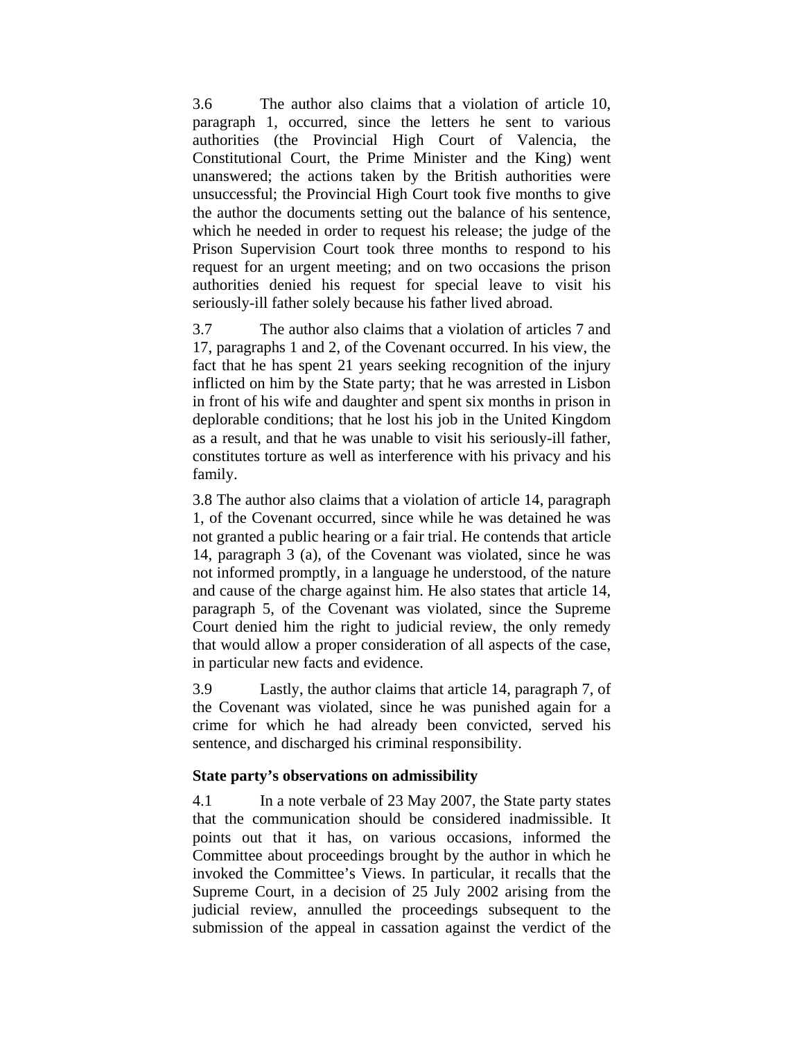3.6 The author also claims that a violation of article 10, paragraph 1, occurred, since the letters he sent to various authorities (the Provincial High Court of Valencia, the Constitutional Court, the Prime Minister and the King) went unanswered; the actions taken by the British authorities were unsuccessful; the Provincial High Court took five months to give the author the documents setting out the balance of his sentence, which he needed in order to request his release; the judge of the Prison Supervision Court took three months to respond to his request for an urgent meeting; and on two occasions the prison authorities denied his request for special leave to visit his seriously-ill father solely because his father lived abroad.

3.7 The author also claims that a violation of articles 7 and 17, paragraphs 1 and 2, of the Covenant occurred. In his view, the fact that he has spent 21 years seeking recognition of the injury inflicted on him by the State party; that he was arrested in Lisbon in front of his wife and daughter and spent six months in prison in deplorable conditions; that he lost his job in the United Kingdom as a result, and that he was unable to visit his seriously-ill father, constitutes torture as well as interference with his privacy and his family.

3.8 The author also claims that a violation of article 14, paragraph 1, of the Covenant occurred, since while he was detained he was not granted a public hearing or a fair trial. He contends that article 14, paragraph 3 (a), of the Covenant was violated, since he was not informed promptly, in a language he understood, of the nature and cause of the charge against him. He also states that article 14, paragraph 5, of the Covenant was violated, since the Supreme Court denied him the right to judicial review, the only remedy that would allow a proper consideration of all aspects of the case, in particular new facts and evidence.

3.9 Lastly, the author claims that article 14, paragraph 7, of the Covenant was violated, since he was punished again for a crime for which he had already been convicted, served his sentence, and discharged his criminal responsibility.

**State party's observations on admissibility**

4.1 In a note verbale of 23 May 2007, the State party states that the communication should be considered inadmissible. It points out that it has, on various occasions, informed the Committee about proceedings brought by the author in which he invoked the Committee's Views. In particular, it recalls that the Supreme Court, in a decision of 25 July 2002 arising from the judicial review, annulled the proceedings subsequent to the submission of the appeal in cassation against the verdict of the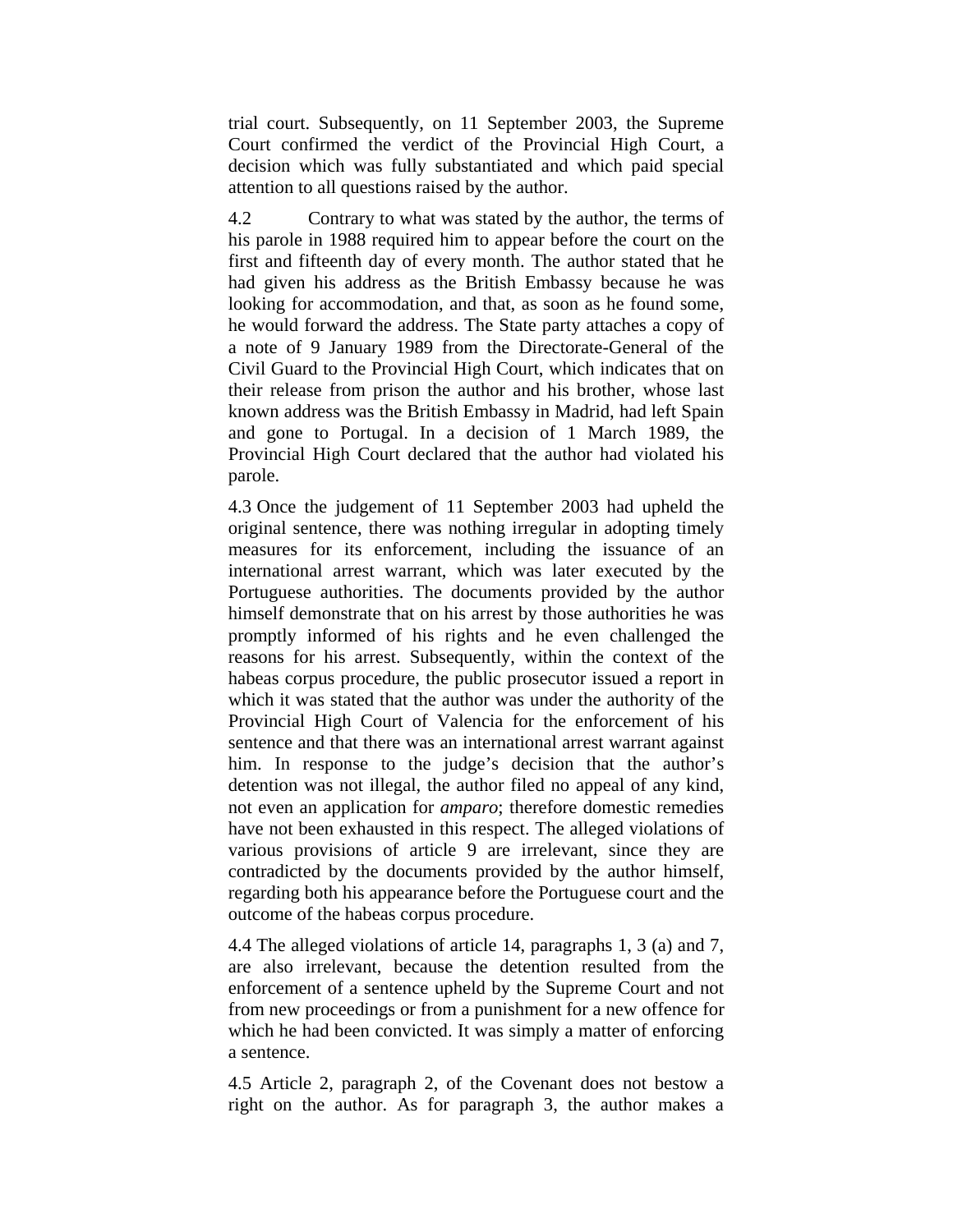trial court. Subsequently, on 11 September 2003, the Supreme Court confirmed the verdict of the Provincial High Court, a decision which was fully substantiated and which paid special attention to all questions raised by the author.

4.2 Contrary to what was stated by the author, the terms of his parole in 1988 required him to appear before the court on the first and fifteenth day of every month. The author stated that he had given his address as the British Embassy because he was looking for accommodation, and that, as soon as he found some, he would forward the address. The State party attaches a copy of a note of 9 January 1989 from the Directorate-General of the Civil Guard to the Provincial High Court, which indicates that on their release from prison the author and his brother, whose last known address was the British Embassy in Madrid, had left Spain and gone to Portugal. In a decision of 1 March 1989, the Provincial High Court declared that the author had violated his parole.

4.3 Once the judgement of 11 September 2003 had upheld the original sentence, there was nothing irregular in adopting timely measures for its enforcement, including the issuance of an international arrest warrant, which was later executed by the Portuguese authorities. The documents provided by the author himself demonstrate that on his arrest by those authorities he was promptly informed of his rights and he even challenged the reasons for his arrest. Subsequently, within the context of the habeas corpus procedure, the public prosecutor issued a report in which it was stated that the author was under the authority of the Provincial High Court of Valencia for the enforcement of his sentence and that there was an international arrest warrant against him. In response to the judge's decision that the author's detention was not illegal, the author filed no appeal of any kind, not even an application for *amparo*; therefore domestic remedies have not been exhausted in this respect. The alleged violations of various provisions of article 9 are irrelevant, since they are contradicted by the documents provided by the author himself, regarding both his appearance before the Portuguese court and the outcome of the habeas corpus procedure.

4.4 The alleged violations of article 14, paragraphs 1, 3 (a) and 7, are also irrelevant, because the detention resulted from the enforcement of a sentence upheld by the Supreme Court and not from new proceedings or from a punishment for a new offence for which he had been convicted. It was simply a matter of enforcing a sentence.

4.5 Article 2, paragraph 2, of the Covenant does not bestow a right on the author. As for paragraph 3, the author makes a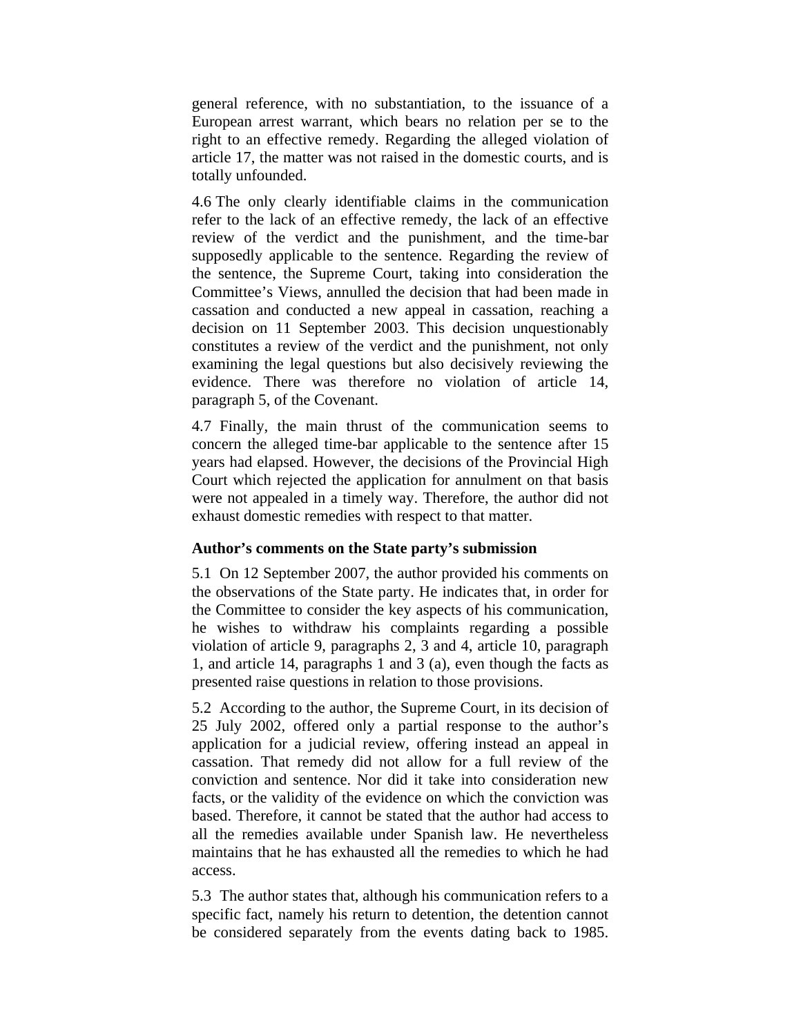general reference, with no substantiation, to the issuance of a European arrest warrant, which bears no relation per se to the right to an effective remedy. Regarding the alleged violation of article 17, the matter was not raised in the domestic courts, and is totally unfounded.

4.6 The only clearly identifiable claims in the communication refer to the lack of an effective remedy, the lack of an effective review of the verdict and the punishment, and the time-bar supposedly applicable to the sentence. Regarding the review of the sentence, the Supreme Court, taking into consideration the Committee's Views, annulled the decision that had been made in cassation and conducted a new appeal in cassation, reaching a decision on 11 September 2003. This decision unquestionably constitutes a review of the verdict and the punishment, not only examining the legal questions but also decisively reviewing the evidence. There was therefore no violation of article 14, paragraph 5, of the Covenant.

4.7 Finally, the main thrust of the communication seems to concern the alleged time-bar applicable to the sentence after 15 years had elapsed. However, the decisions of the Provincial High Court which rejected the application for annulment on that basis were not appealed in a timely way. Therefore, the author did not exhaust domestic remedies with respect to that matter.

**Author's comments on the State party's submission**

5.1 On 12 September 2007, the author provided his comments on the observations of the State party. He indicates that, in order for the Committee to consider the key aspects of his communication, he wishes to withdraw his complaints regarding a possible violation of article 9, paragraphs 2, 3 and 4, article 10, paragraph 1, and article 14, paragraphs 1 and 3 (a), even though the facts as presented raise questions in relation to those provisions.

5.2 According to the author, the Supreme Court, in its decision of 25 July 2002, offered only a partial response to the author's application for a judicial review, offering instead an appeal in cassation. That remedy did not allow for a full review of the conviction and sentence. Nor did it take into consideration new facts, or the validity of the evidence on which the conviction was based. Therefore, it cannot be stated that the author had access to all the remedies available under Spanish law. He nevertheless maintains that he has exhausted all the remedies to which he had access.

5.3 The author states that, although his communication refers to a specific fact, namely his return to detention, the detention cannot be considered separately from the events dating back to 1985.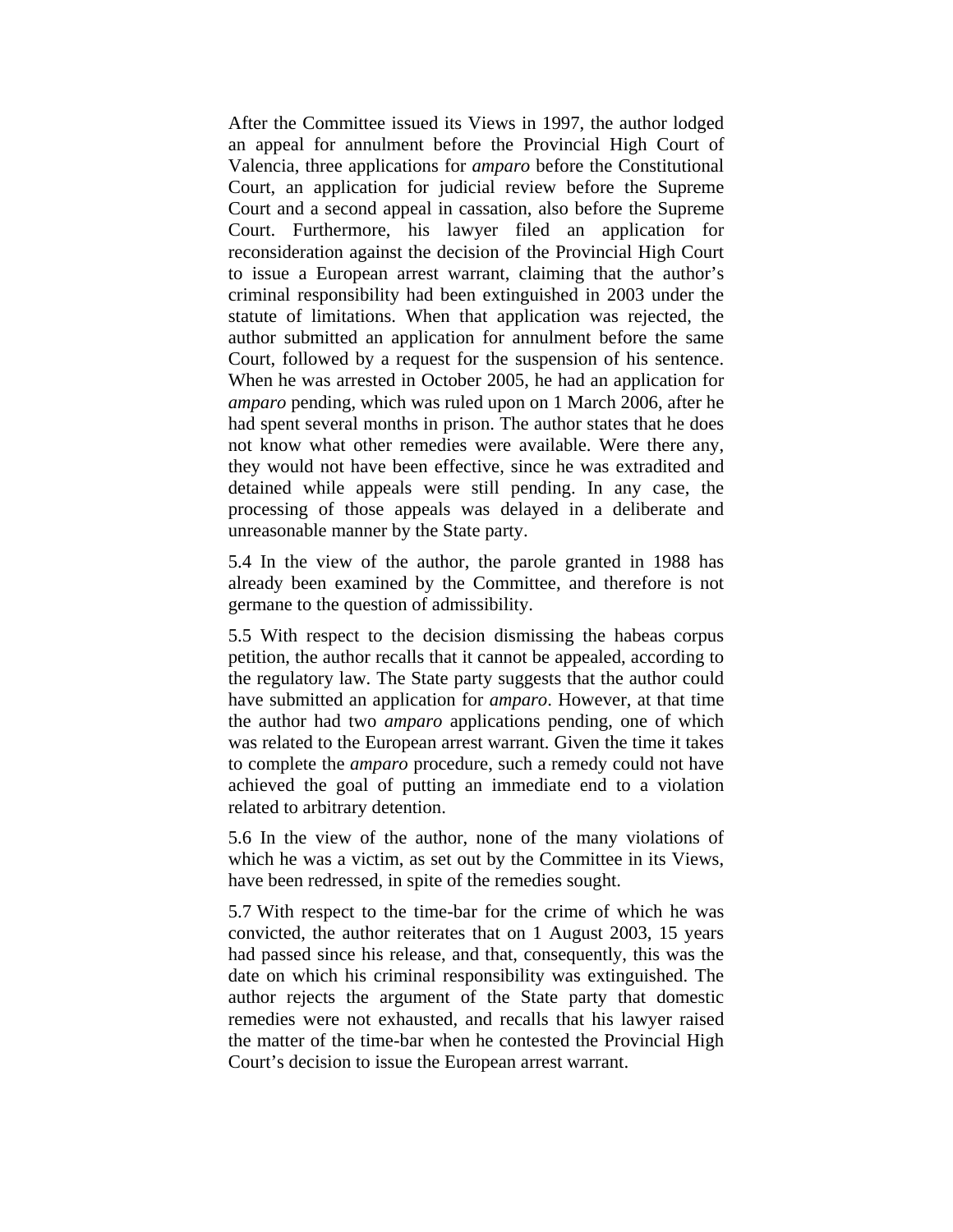After the Committee issued its Views in 1997, the author lodged an appeal for annulment before the Provincial High Court of Valencia, three applications for *amparo* before the Constitutional Court, an application for judicial review before the Supreme Court and a second appeal in cassation, also before the Supreme Court. Furthermore, his lawyer filed an application for reconsideration against the decision of the Provincial High Court to issue a European arrest warrant, claiming that the author's criminal responsibility had been extinguished in 2003 under the statute of limitations. When that application was rejected, the author submitted an application for annulment before the same Court, followed by a request for the suspension of his sentence. When he was arrested in October 2005, he had an application for *amparo* pending, which was ruled upon on 1 March 2006, after he had spent several months in prison. The author states that he does not know what other remedies were available. Were there any, they would not have been effective, since he was extradited and detained while appeals were still pending. In any case, the processing of those appeals was delayed in a deliberate and unreasonable manner by the State party.

5.4 In the view of the author, the parole granted in 1988 has already been examined by the Committee, and therefore is not germane to the question of admissibility.

5.5 With respect to the decision dismissing the habeas corpus petition, the author recalls that it cannot be appealed, according to the regulatory law. The State party suggests that the author could have submitted an application for *amparo*. However, at that time the author had two *amparo* applications pending, one of which was related to the European arrest warrant. Given the time it takes to complete the *amparo* procedure, such a remedy could not have achieved the goal of putting an immediate end to a violation related to arbitrary detention.

5.6 In the view of the author, none of the many violations of which he was a victim, as set out by the Committee in its Views, have been redressed, in spite of the remedies sought.

5.7 With respect to the time-bar for the crime of which he was convicted, the author reiterates that on 1 August 2003, 15 years had passed since his release, and that, consequently, this was the date on which his criminal responsibility was extinguished. The author rejects the argument of the State party that domestic remedies were not exhausted, and recalls that his lawyer raised the matter of the time-bar when he contested the Provincial High Court's decision to issue the European arrest warrant.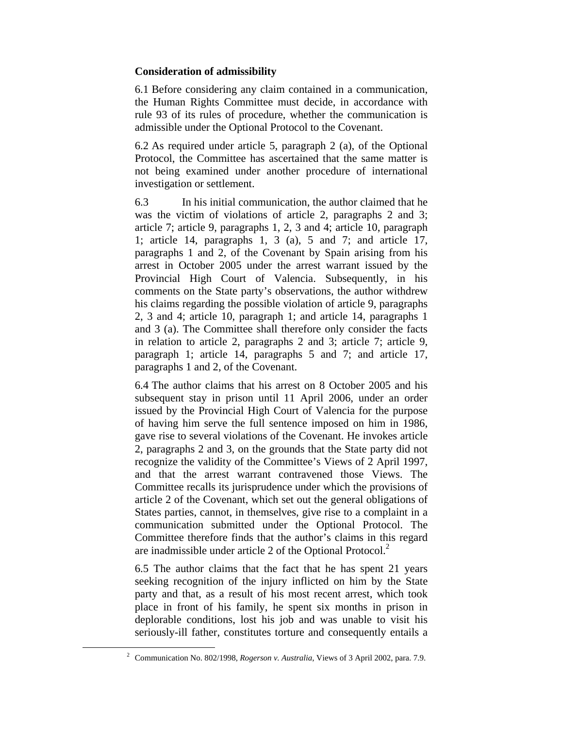### Consideration of admissibility

6.1 Before considering any claim contained in a communication, the Human Rights Committee must decide, in accordance with rule 93 of its rules of procedure, whether the communication is admissible under the Optional Protocol to the Covenant.

6.2 As required under article 5, paragraph 2 (a), of the Optional Protocol, the Committee has ascertained that the same matter is not being examined under another procedure of international investigation or settlement.

6.3 In his initial communication, the author claimed that he was the victim of violations of article 2, paragraphs 2 and 3; article 7; article 9, paragraphs 1, 2, 3 and 4; article 10, paragraph 1; article 14, paragraphs 1, 3 (a), 5 and 7; and article 17, paragraphs 1 and 2, of the Covenant by Spain arising from his arrest in October 2005 under the arrest warrant issued by the Provincial High Court of Valencia. Subsequently, in his comments on the State party's observations, the author withdrew his claims regarding the possible violation of article 9, paragraphs 2, 3 and 4; article 10, paragraph 1; and article 14, paragraphs 1 and 3 (a). The Committee shall therefore only consider the facts in relation to article 2, paragraphs 2 and 3; article 7; article 9, paragraph 1; article 14, paragraphs 5 and 7; and article 17, paragraphs 1 and 2, of the Covenant.

6.4 The author claims that his arrest on 8 October 2005 and his subsequent stay in prison until 11 April 2006, under an order issued by the Provincial High Court of Valencia for the purpose of having him serve the full sentence imposed on him in 1986, gave rise to several violations of the Covenant. He invokes article 2, paragraphs 2 and 3, on the grounds that the State party did not recognize the validity of the Committee's Views of 2 April 1997, and that the arrest warrant contravened those Views. The Committee recalls its jurisprudence under which the provisions of article 2 of the Covenant, which set out the general obligations of States parties, cannot, in themselves, give rise to a complaint in a communication submitted under the Optional Protocol. The Committee therefore finds that the author's claims in this regard are inadmissible under article 2 of the Optional Protocol.[2]

6.5 The author claims that the fact that he has spent 21 years seeking recognition of the injury inflicted on him by the State party and that, as a result of his most recent arrest, which took place in front of his family, he spent six months in prison in deplorable conditions, lost his job and was unable to visit his seriously-ill father, constitutes torture and consequently entails a

[2] Communication No. 802/1998, *Rogerson v. Australia*, Views of 3 April 2002, para. 7.9.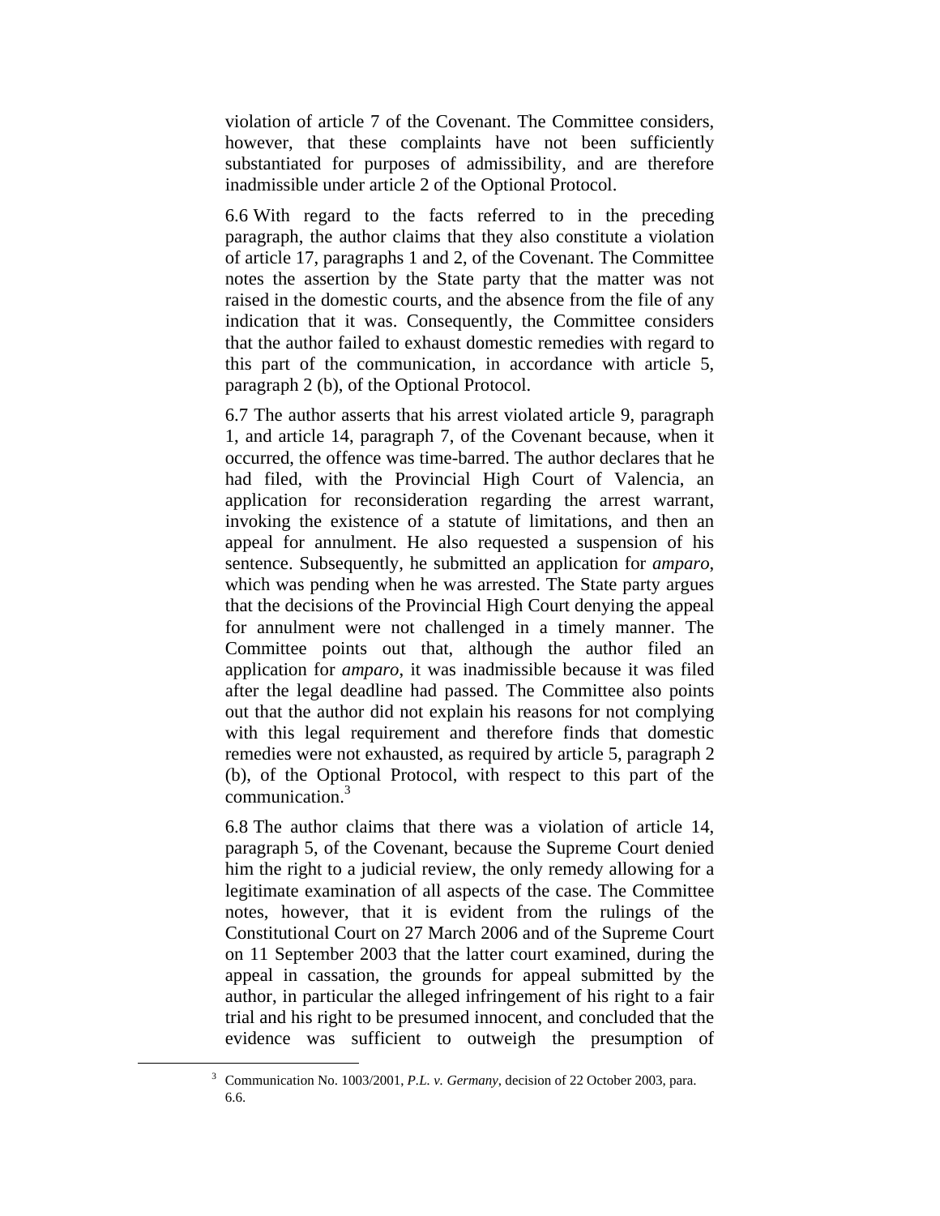violation of article 7 of the Covenant. The Committee considers, however, that these complaints have not been sufficiently substantiated for purposes of admissibility, and are therefore inadmissible under article 2 of the Optional Protocol.

6.6 With regard to the facts referred to in the preceding paragraph, the author claims that they also constitute a violation of article 17, paragraphs 1 and 2, of the Covenant. The Committee notes the assertion by the State party that the matter was not raised in the domestic courts, and the absence from the file of any indication that it was. Consequently, the Committee considers that the author failed to exhaust domestic remedies with regard to this part of the communication, in accordance with article 5, paragraph 2 (b), of the Optional Protocol.

6.7 The author asserts that his arrest violated article 9, paragraph 1, and article 14, paragraph 7, of the Covenant because, when it occurred, the offence was time-barred. The author declares that he had filed, with the Provincial High Court of Valencia, an application for reconsideration regarding the arrest warrant, invoking the existence of a statute of limitations, and then an appeal for annulment. He also requested a suspension of his sentence. Subsequently, he submitted an application for *amparo*, which was pending when he was arrested. The State party argues that the decisions of the Provincial High Court denying the appeal for annulment were not challenged in a timely manner. The Committee points out that, although the author filed an application for *amparo*, it was inadmissible because it was filed after the legal deadline had passed. The Committee also points out that the author did not explain his reasons for not complying with this legal requirement and therefore finds that domestic remedies were not exhausted, as required by article 5, paragraph 2 (b), of the Optional Protocol, with respect to this part of the communication.[3]

6.8 The author claims that there was a violation of article 14, paragraph 5, of the Covenant, because the Supreme Court denied him the right to a judicial review, the only remedy allowing for a legitimate examination of all aspects of the case. The Committee notes, however, that it is evident from the rulings of the Constitutional Court on 27 March 2006 and of the Supreme Court on 11 September 2003 that the latter court examined, during the appeal in cassation, the grounds for appeal submitted by the author, in particular the alleged infringement of his right to a fair trial and his right to be presumed innocent, and concluded that the evidence was sufficient to outweigh the presumption of

[3] Communication No. 1003/2001, *P.L. v. Germany*, decision of 22 October 2003, para. 6.6.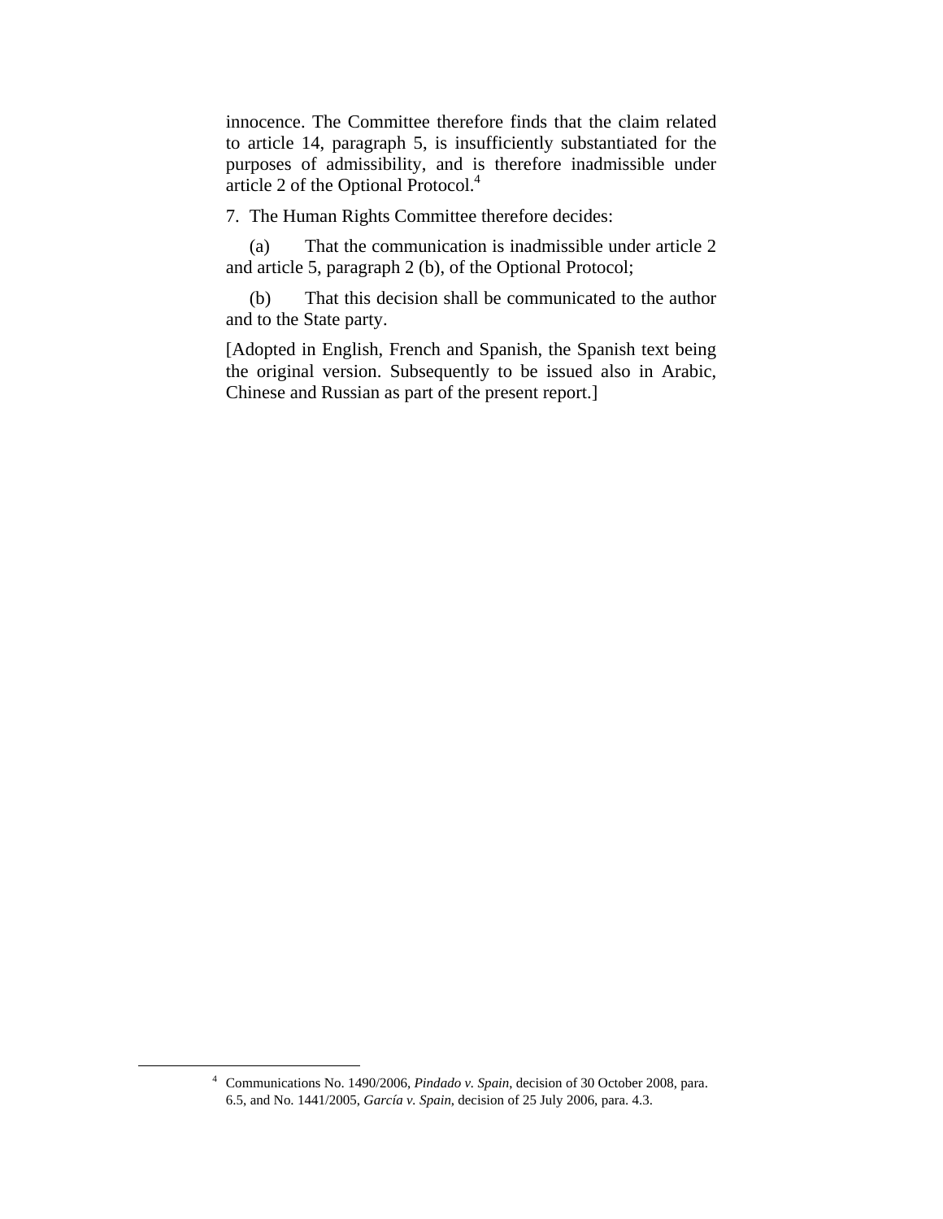innocence. The Committee therefore finds that the claim related to article 14, paragraph 5, is insufficiently substantiated for the purposes of admissibility, and is therefore inadmissible under article 2 of the Optional Protocol.[4]

7. The Human Rights Committee therefore decides:

(a) That the communication is inadmissible under article 2 and article 5, paragraph 2 (b), of the Optional Protocol;

(b) That this decision shall be communicated to the author and to the State party.

[Adopted in English, French and Spanish, the Spanish text being the original version. Subsequently to be issued also in Arabic, Chinese and Russian as part of the present report.]

---

[4] Communications No. 1490/2006, *Pindado v. Spain*, decision of 30 October 2008, para. 6.5, and No. 1441/2005, *García v. Spain*, decision of 25 July 2006, para. 4.3.